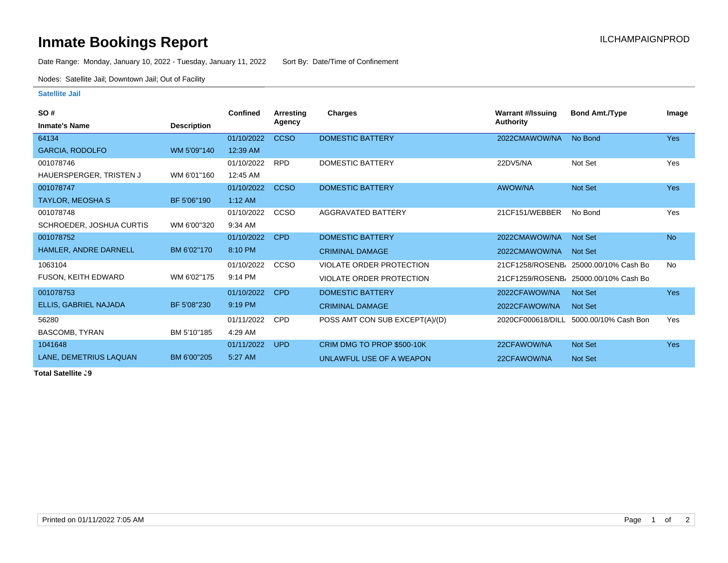# Inmate Bookings Report

ILCHAMPAIGNPROD

Date Range: Monday, January 10, 2022 - Tuesday, January 11, 2022 Sort By: Date/Time of Confinement

Nodes: Satellite Jail; Downtown Jail; Out of Facility

## Satellite Jail

| SO # / Inmate's Name | Description | Confined | Arresting Agency | Charges | Warrant #/Issuing Authority | Bond Amt./Type | Image |
|---|---|---|---|---|---|---|---|
| 64134 / GARCIA, RODOLFO | WM 5'09"140 | 01/10/2022 12:39 AM | CCSO | DOMESTIC BATTERY | 2022CMAWOW/NA | No Bond | Yes |
| 001078746 / HAUERSPERGER, TRISTEN J | WM 6'01"160 | 01/10/2022 12:45 AM | RPD | DOMESTIC BATTERY | 22DV5/NA | Not Set | Yes |
| 001078747 / TAYLOR, MEOSHA S | BF 5'06"190 | 01/10/2022 1:12 AM | CCSO | DOMESTIC BATTERY | AWOW/NA | Not Set | Yes |
| 001078748 / SCHROEDER, JOSHUA CURTIS | WM 6'00"320 | 01/10/2022 9:34 AM | CCSO | AGGRAVATED BATTERY | 21CF151/WEBBER | No Bond | Yes |
| 001078752 / HAMLER, ANDRE DARNELL | BM 6'02"170 | 01/10/2022 8:10 PM | CPD | DOMESTIC BATTERY | 2022CMAWOW/NA | Not Set | No |
| | | | | CRIMINAL DAMAGE | 2022CMAWOW/NA | Not Set | |
| 1063104 / FUSON, KEITH EDWARD | WM 6'02"175 | 01/10/2022 9:14 PM | CCSO | VIOLATE ORDER PROTECTION | 21CF1258/ROSENB/ | 25000.00/10% Cash Bo | No |
| | | | | VIOLATE ORDER PROTECTION | 21CF1259/ROSENB/ | 25000.00/10% Cash Bo | |
| 001078753 / ELLIS, GABRIEL NAJADA | BF 5'08"230 | 01/10/2022 9:19 PM | CPD | DOMESTIC BATTERY | 2022CFAWOW/NA | Not Set | Yes |
| | | | | CRIMINAL DAMAGE | 2022CFAWOW/NA | Not Set | |
| 56280 / BASCOMB, TYRAN | BM 5'10"185 | 01/11/2022 4:29 AM | CPD | POSS AMT CON SUB EXCEPT(A)/(D) | 2020CF000618/DILL | 5000.00/10% Cash Bon | Yes |
| 1041648 / LANE, DEMETRIUS LAQUAN | BM 6'00"205 | 01/11/2022 5:27 AM | UPD | CRIM DMG TO PROP $500-10K | 22CFAWOW/NA | Not Set | Yes |
| | | | | UNLAWFUL USE OF A WEAPON | 22CFAWOW/NA | Not Set | |

**Total Satellite J9**

Printed on 01/11/2022 7:05 AM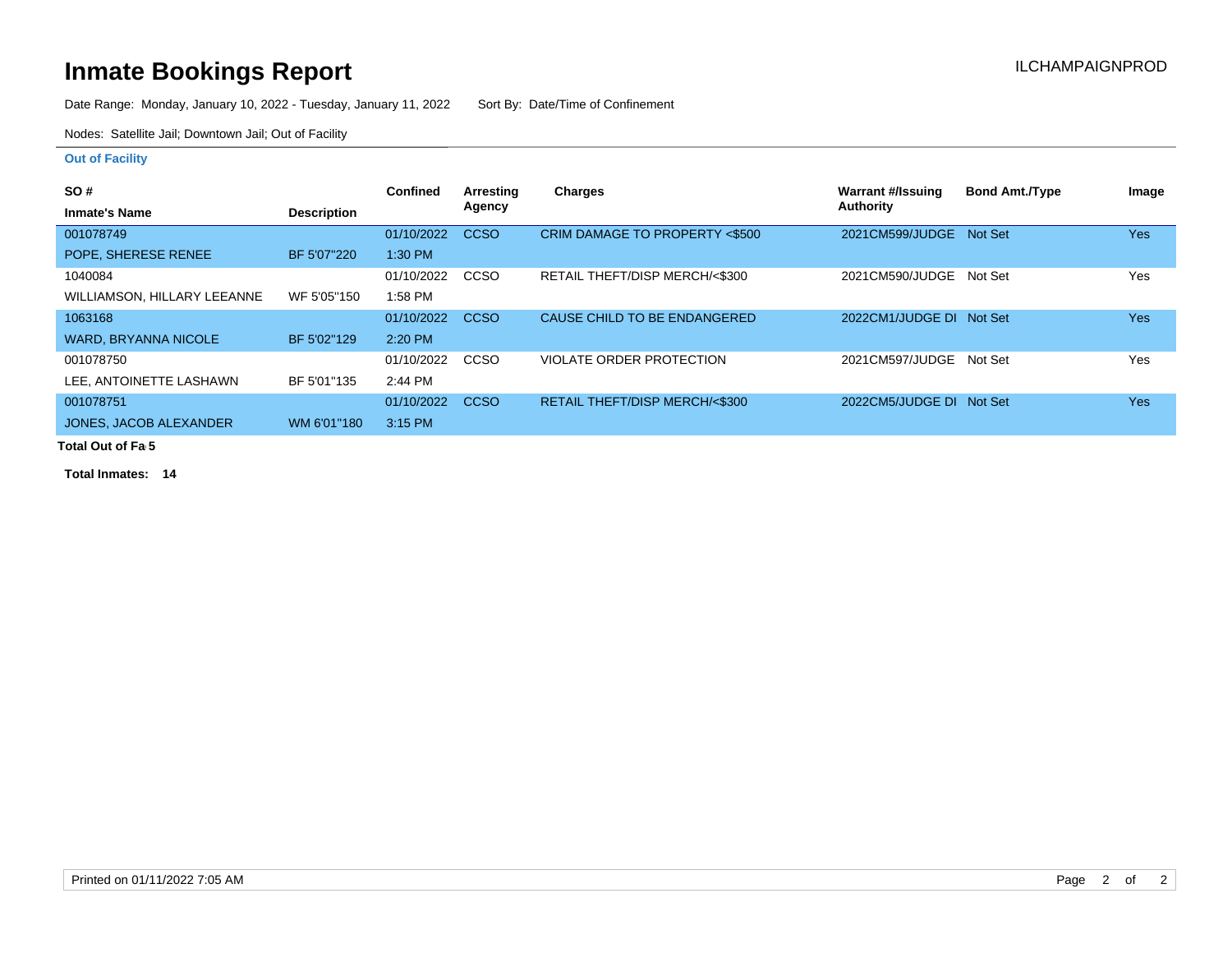# Inmate Bookings Report

ILCHAMPAIGNPROD

Date Range: Monday, January 10, 2022 - Tuesday, January 11, 2022    Sort By: Date/Time of Confinement

Nodes: Satellite Jail; Downtown Jail; Out of Facility

**Out of Facility**

| SO # / Inmate's Name | Description | Confined | Arresting Agency | Charges | Warrant #/Issuing Authority | Bond Amt./Type | Image |
|---|---|---|---|---|---|---|---|
| 001078749<br>POPE, SHERESE RENEE | BF 5'07"220 | 01/10/2022<br>1:30 PM | CCSO | CRIM DAMAGE TO PROPERTY <$500 | 2021CM599/JUDGE | Not Set | Yes |
| 1040084<br>WILLIAMSON, HILLARY LEEANNE | WF 5'05"150 | 01/10/2022<br>1:58 PM | CCSO | RETAIL THEFT/DISP MERCH/<$300 | 2021CM590/JUDGE | Not Set | Yes |
| 1063168<br>WARD, BRYANNA NICOLE | BF 5'02"129 | 01/10/2022<br>2:20 PM | CCSO | CAUSE CHILD TO BE ENDANGERED | 2022CM1/JUDGE DI | Not Set | Yes |
| 001078750<br>LEE, ANTOINETTE LASHAWN | BF 5'01"135 | 01/10/2022<br>2:44 PM | CCSO | VIOLATE ORDER PROTECTION | 2021CM597/JUDGE | Not Set | Yes |
| 001078751<br>JONES, JACOB ALEXANDER | WM 6'01"180 | 01/10/2022<br>3:15 PM | CCSO | RETAIL THEFT/DISP MERCH/<$300 | 2022CM5/JUDGE DI | Not Set | Yes |

**Total Out of Fa 5**

**Total Inmates: 14**

Printed on 01/11/2022 7:05 AM